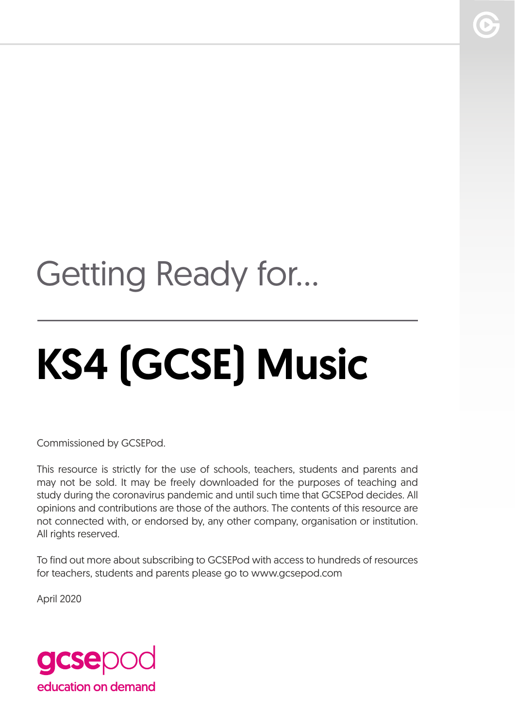Getting Ready for...

# KS4 (GCSE) Music

Commissioned by GCSEPod.

This resource is strictly for the use of schools, teachers, students and parents and may not be sold. It may be freely downloaded for the purposes of teaching and study during the coronavirus pandemic and until such time that GCSEPod decides. All opinions and contributions are those of the authors. The contents of this resource are not connected with, or endorsed by, any other company, organisation or institution. All rights reserved.

To find out more about subscribing to GCSEPod with access to hundreds of resources for teachers, students and parents please go to www.gcsepod.com

April 2020

gcsepod
education on demand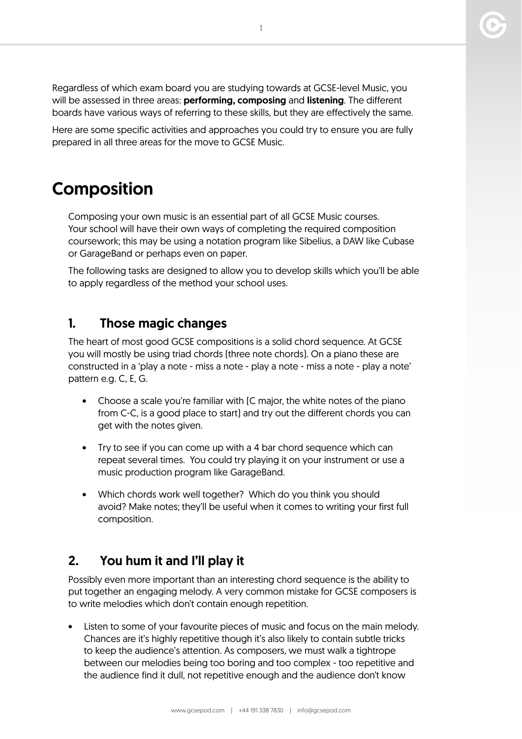Regardless of which exam board you are studying towards at GCSE-level Music, you will be assessed in three areas: **performing, composing** and **listening**. The different boards have various ways of referring to these skills, but they are effectively the same.

Here are some specific activities and approaches you could try to ensure you are fully prepared in all three areas for the move to GCSE Music.

# Composition

Composing your own music is an essential part of all GCSE Music courses. Your school will have their own ways of completing the required composition coursework; this may be using a notation program like Sibelius, a DAW like Cubase or GarageBand or perhaps even on paper.

The following tasks are designed to allow you to develop skills which you'll be able to apply regardless of the method your school uses.

## 1. Those magic changes

The heart of most good GCSE compositions is a solid chord sequence. At GCSE you will mostly be using triad chords (three note chords). On a piano these are constructed in a 'play a note - miss a note - play a note - miss a note - play a note' pattern e.g. C, E, G.

- Choose a scale you're familiar with (C major, the white notes of the piano from C-C, is a good place to start) and try out the different chords you can get with the notes given.
- Try to see if you can come up with a 4 bar chord sequence which can repeat several times. You could try playing it on your instrument or use a music production program like GarageBand.
- Which chords work well together? Which do you think you should avoid? Make notes; they'll be useful when it comes to writing your first full composition.

## 2. You hum it and I'll play it

Possibly even more important than an interesting chord sequence is the ability to put together an engaging melody. A very common mistake for GCSE composers is to write melodies which don't contain enough repetition.

- Listen to some of your favourite pieces of music and focus on the main melody. Chances are it's highly repetitive though it's also likely to contain subtle tricks to keep the audience's attention. As composers, we must walk a tightrope between our melodies being too boring and too complex - too repetitive and the audience find it dull, not repetitive enough and the audience don't know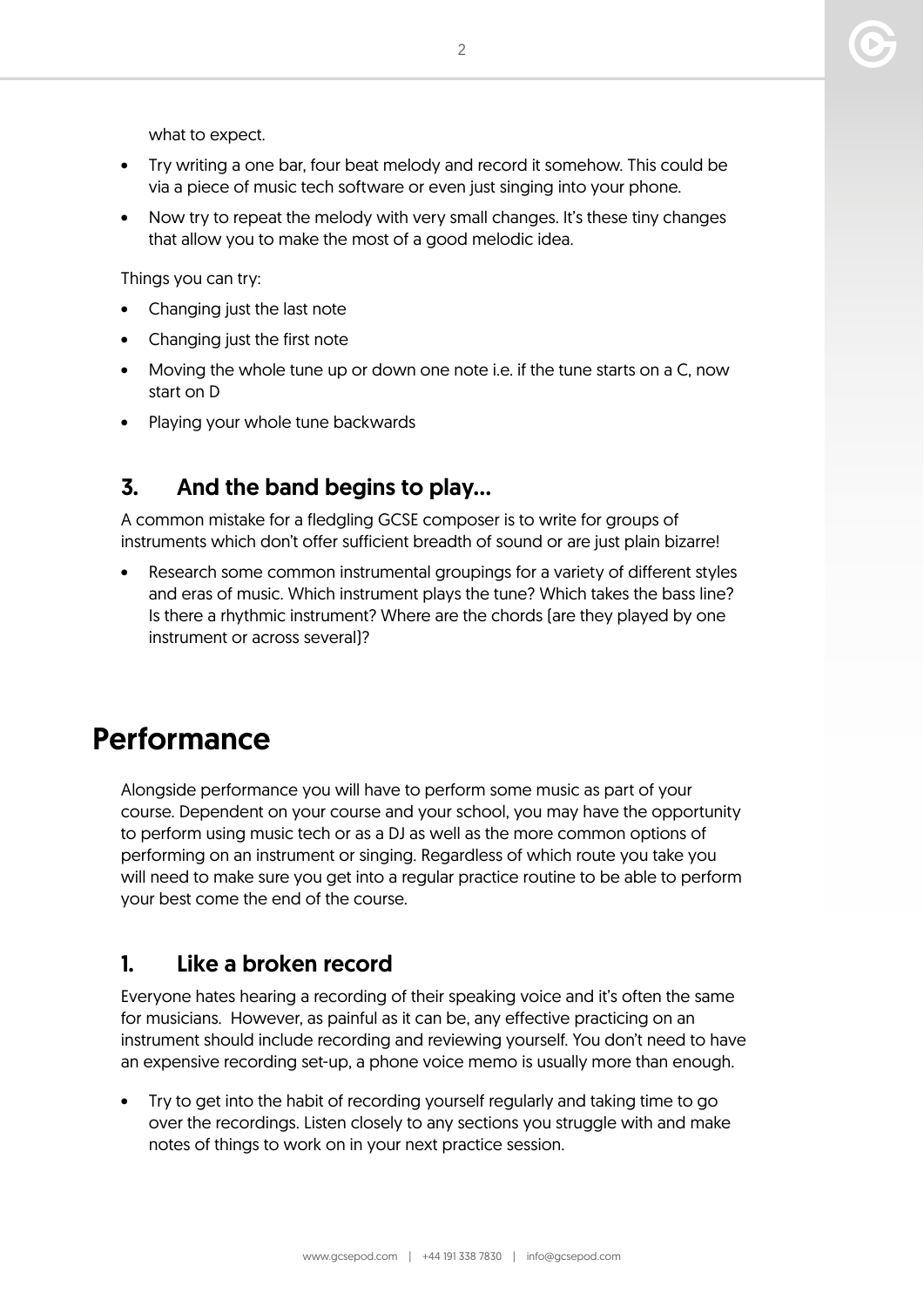what to expect.

- Try writing a one bar, four beat melody and record it somehow. This could be via a piece of music tech software or even just singing into your phone.
- Now try to repeat the melody with very small changes. It's these tiny changes that allow you to make the most of a good melodic idea.

Things you can try:

- Changing just the last note
- Changing just the first note
- Moving the whole tune up or down one note i.e. if the tune starts on a C, now start on D
- Playing your whole tune backwards

### 3. And the band begins to play...

A common mistake for a fledgling GCSE composer is to write for groups of instruments which don't offer sufficient breadth of sound or are just plain bizarre!

- Research some common instrumental groupings for a variety of different styles and eras of music. Which instrument plays the tune? Which takes the bass line? Is there a rhythmic instrument? Where are the chords (are they played by one instrument or across several)?

## Performance

Alongside performance you will have to perform some music as part of your course. Dependent on your course and your school, you may have the opportunity to perform using music tech or as a DJ as well as the more common options of performing on an instrument or singing. Regardless of which route you take you will need to make sure you get into a regular practice routine to be able to perform your best come the end of the course.

### 1. Like a broken record

Everyone hates hearing a recording of their speaking voice and it's often the same for musicians. However, as painful as it can be, any effective practicing on an instrument should include recording and reviewing yourself. You don't need to have an expensive recording set-up, a phone voice memo is usually more than enough.

- Try to get into the habit of recording yourself regularly and taking time to go over the recordings. Listen closely to any sections you struggle with and make notes of things to work on in your next practice session.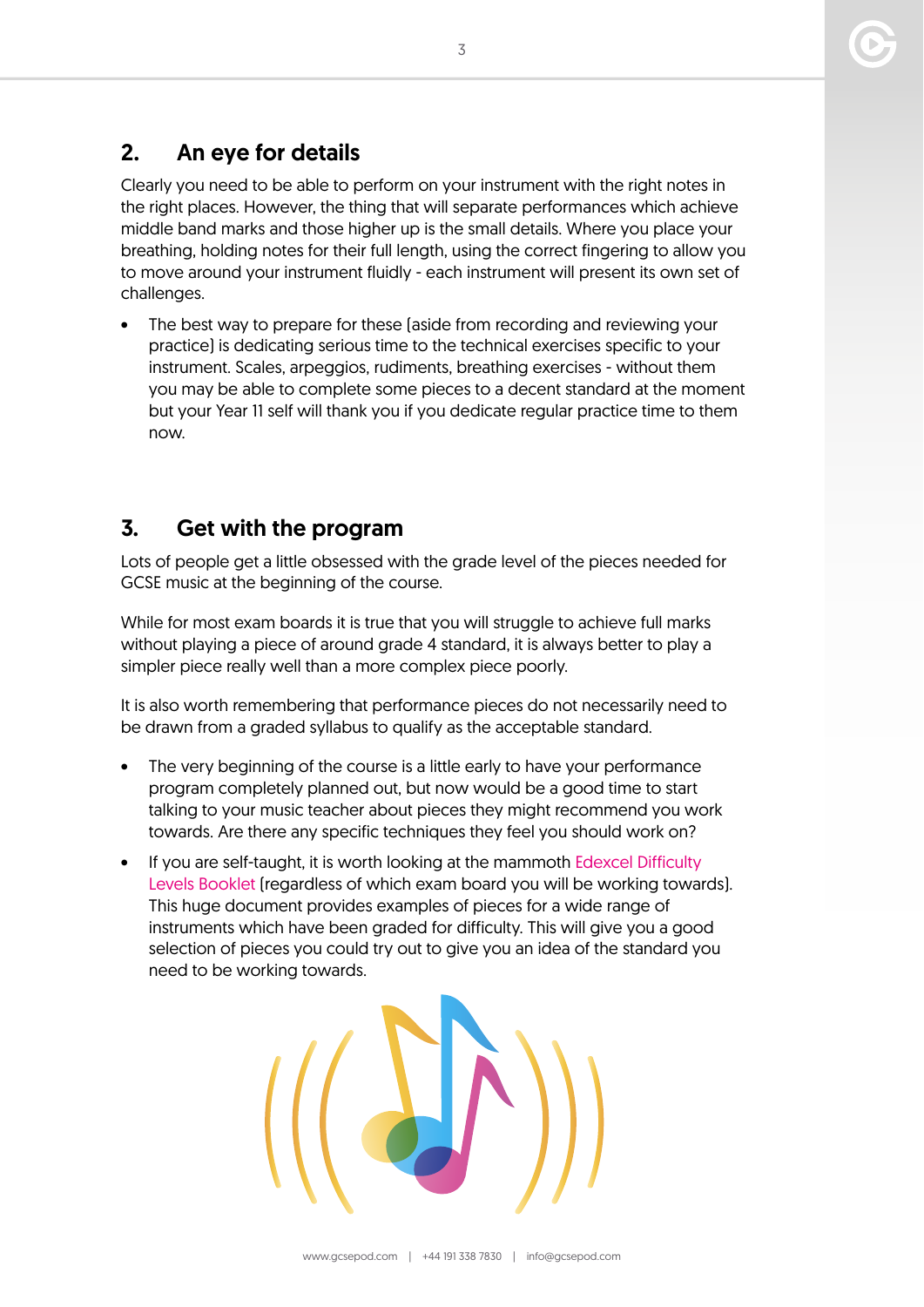## 2. An eye for details

Clearly you need to be able to perform on your instrument with the right notes in the right places. However, the thing that will separate performances which achieve middle band marks and those higher up is the small details. Where you place your breathing, holding notes for their full length, using the correct fingering to allow you to move around your instrument fluidly - each instrument will present its own set of challenges.

- The best way to prepare for these (aside from recording and reviewing your practice) is dedicating serious time to the technical exercises specific to your instrument. Scales, arpeggios, rudiments, breathing exercises - without them you may be able to complete some pieces to a decent standard at the moment but your Year 11 self will thank you if you dedicate regular practice time to them now.

## 3. Get with the program

Lots of people get a little obsessed with the grade level of the pieces needed for GCSE music at the beginning of the course.

While for most exam boards it is true that you will struggle to achieve full marks without playing a piece of around grade 4 standard, it is always better to play a simpler piece really well than a more complex piece poorly.

It is also worth remembering that performance pieces do not necessarily need to be drawn from a graded syllabus to qualify as the acceptable standard.

- The very beginning of the course is a little early to have your performance program completely planned out, but now would be a good time to start talking to your music teacher about pieces they might recommend you work towards. Are there any specific techniques they feel you should work on?
- If you are self-taught, it is worth looking at the mammoth Edexcel Difficulty Levels Booklet (regardless of which exam board you will be working towards). This huge document provides examples of pieces for a wide range of instruments which have been graded for difficulty. This will give you a good selection of pieces you could try out to give you an idea of the standard you need to be working towards.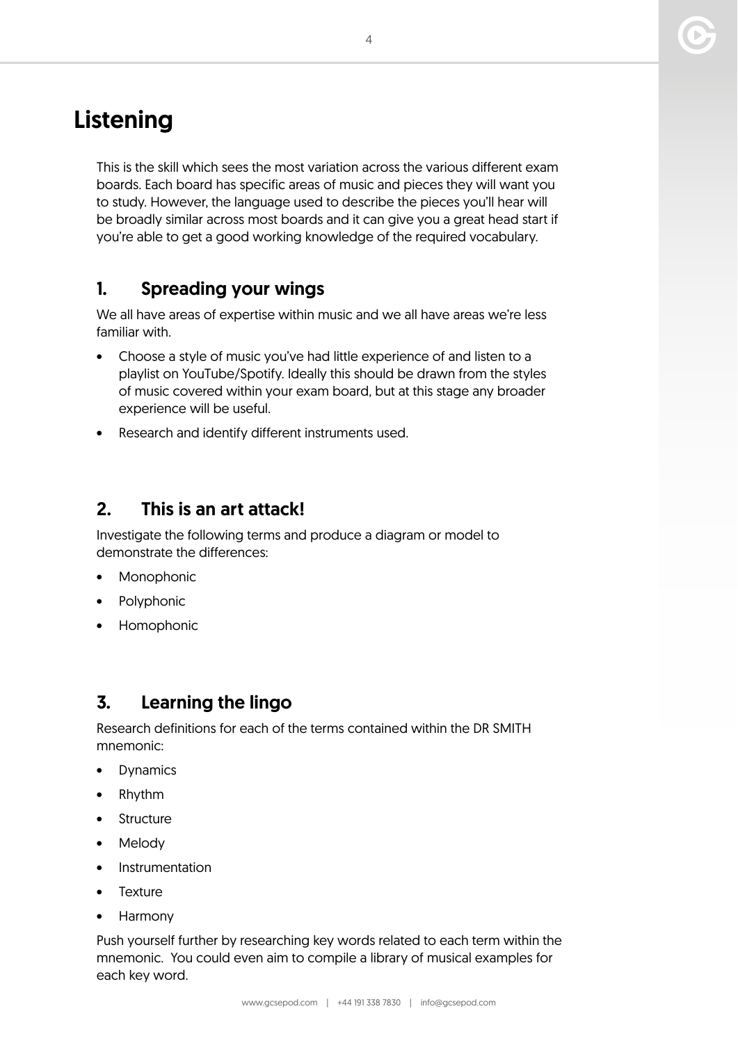# Listening

This is the skill which sees the most variation across the various different exam boards. Each board has specific areas of music and pieces they will want you to study. However, the language used to describe the pieces you'll hear will be broadly similar across most boards and it can give you a great head start if you're able to get a good working knowledge of the required vocabulary.

## 1. Spreading your wings

We all have areas of expertise within music and we all have areas we're less familiar with.

- Choose a style of music you've had little experience of and listen to a playlist on YouTube/Spotify. Ideally this should be drawn from the styles of music covered within your exam board, but at this stage any broader experience will be useful.
- Research and identify different instruments used.

## 2. This is an art attack!

Investigate the following terms and produce a diagram or model to demonstrate the differences:

- Monophonic
- Polyphonic
- Homophonic

## 3. Learning the lingo

Research definitions for each of the terms contained within the DR SMITH mnemonic:

- Dynamics
- Rhythm
- Structure
- Melody
- Instrumentation
- Texture
- Harmony

Push yourself further by researching key words related to each term within the mnemonic. You could even aim to compile a library of musical examples for each key word.